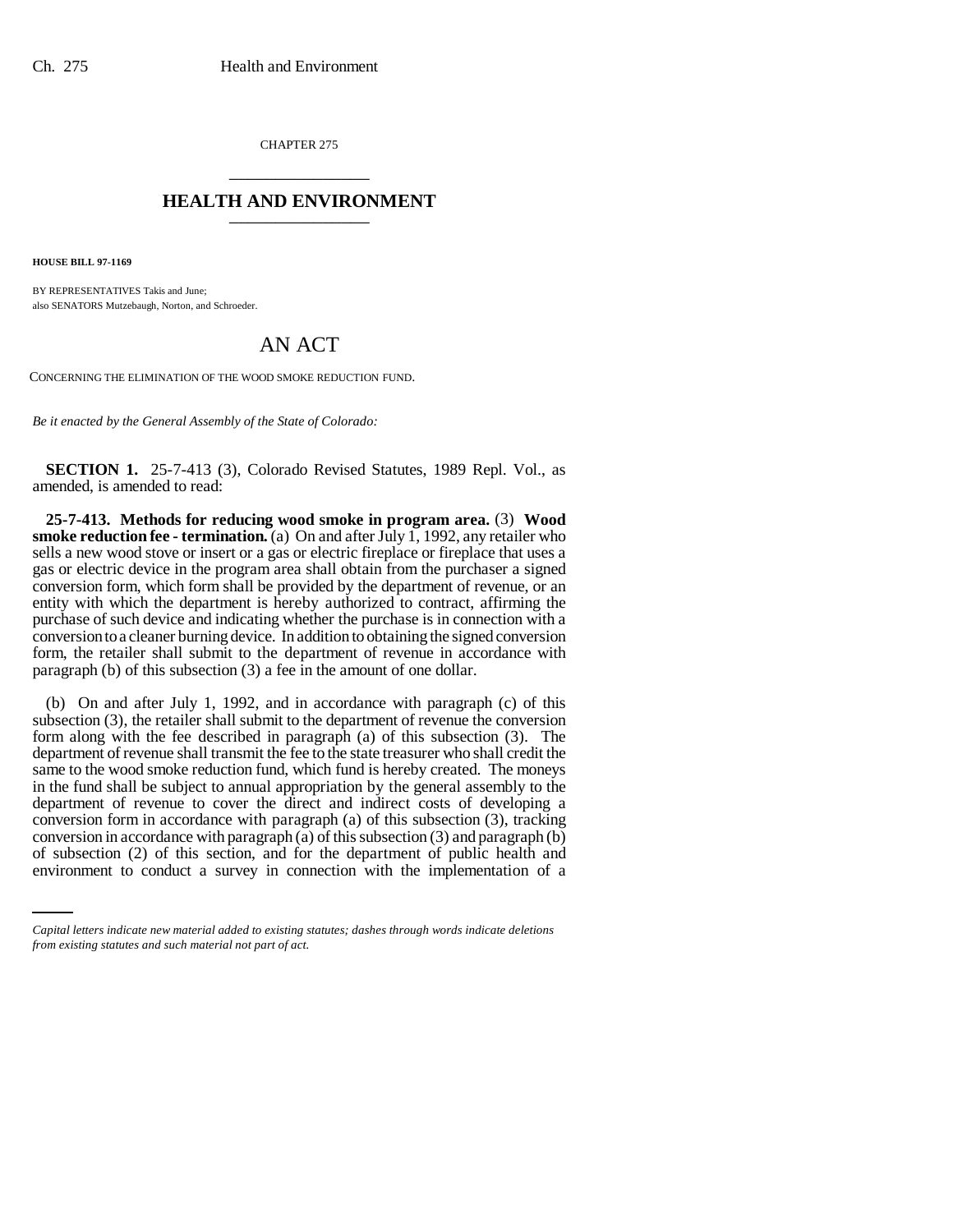CHAPTER 275

# HEALTH AND ENVIRONMENT

**HOUSE BILL 97-1169**

BY REPRESENTATIVES Takis and June;
also SENATORS Mutzebaugh, Norton, and Schroeder.

# AN ACT

CONCERNING THE ELIMINATION OF THE WOOD SMOKE REDUCTION FUND.

*Be it enacted by the General Assembly of the State of Colorado:*

**SECTION 1.** 25-7-413 (3), Colorado Revised Statutes, 1989 Repl. Vol., as amended, is amended to read:

**25-7-413. Methods for reducing wood smoke in program area.** (3) **Wood smoke reduction fee - termination.** (a) On and after July 1, 1992, any retailer who sells a new wood stove or insert or a gas or electric fireplace or fireplace that uses a gas or electric device in the program area shall obtain from the purchaser a signed conversion form, which form shall be provided by the department of revenue, or an entity with which the department is hereby authorized to contract, affirming the purchase of such device and indicating whether the purchase is in connection with a conversion to a cleaner burning device. In addition to obtaining the signed conversion form, the retailer shall submit to the department of revenue in accordance with paragraph (b) of this subsection (3) a fee in the amount of one dollar.

(b) On and after July 1, 1992, and in accordance with paragraph (c) of this subsection (3), the retailer shall submit to the department of revenue the conversion form along with the fee described in paragraph (a) of this subsection (3). The department of revenue shall transmit the fee to the state treasurer who shall credit the same to the wood smoke reduction fund, which fund is hereby created. The moneys in the fund shall be subject to annual appropriation by the general assembly to the department of revenue to cover the direct and indirect costs of developing a conversion form in accordance with paragraph (a) of this subsection (3), tracking conversion in accordance with paragraph (a) of this subsection (3) and paragraph (b) of subsection (2) of this section, and for the department of public health and environment to conduct a survey in connection with the implementation of a

*Capital letters indicate new material added to existing statutes; dashes through words indicate deletions from existing statutes and such material not part of act.*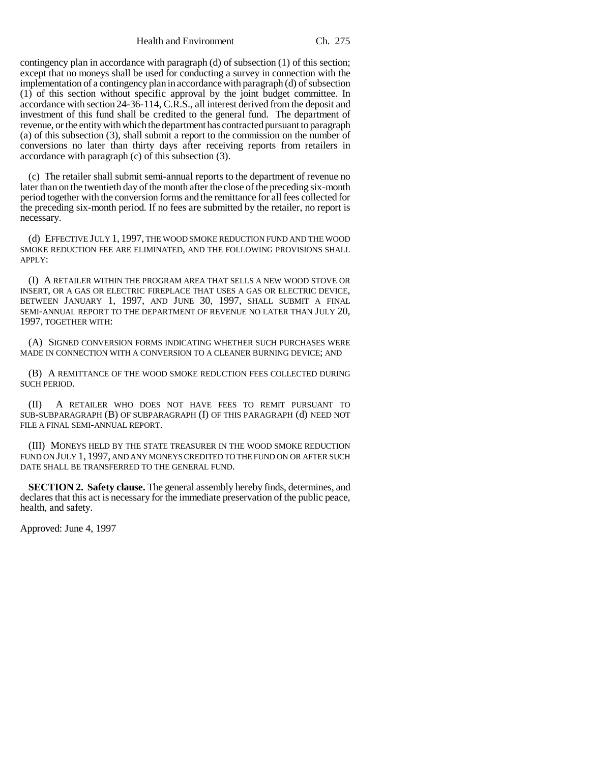contingency plan in accordance with paragraph (d) of subsection (1) of this section; except that no moneys shall be used for conducting a survey in connection with the implementation of a contingency plan in accordance with paragraph (d) of subsection (1) of this section without specific approval by the joint budget committee. In accordance with section 24-36-114, C.R.S., all interest derived from the deposit and investment of this fund shall be credited to the general fund. The department of revenue, or the entity with which the department has contracted pursuant to paragraph (a) of this subsection (3), shall submit a report to the commission on the number of conversions no later than thirty days after receiving reports from retailers in accordance with paragraph (c) of this subsection (3).

(c) The retailer shall submit semi-annual reports to the department of revenue no later than on the twentieth day of the month after the close of the preceding six-month period together with the conversion forms and the remittance for all fees collected for the preceding six-month period. If no fees are submitted by the retailer, no report is necessary.

(d) EFFECTIVE JULY 1, 1997, THE WOOD SMOKE REDUCTION FUND AND THE WOOD SMOKE REDUCTION FEE ARE ELIMINATED, AND THE FOLLOWING PROVISIONS SHALL APPLY:

(I) A RETAILER WITHIN THE PROGRAM AREA THAT SELLS A NEW WOOD STOVE OR INSERT, OR A GAS OR ELECTRIC FIREPLACE THAT USES A GAS OR ELECTRIC DEVICE, BETWEEN JANUARY 1, 1997, AND JUNE 30, 1997, SHALL SUBMIT A FINAL SEMI-ANNUAL REPORT TO THE DEPARTMENT OF REVENUE NO LATER THAN JULY 20, 1997, TOGETHER WITH:

(A) SIGNED CONVERSION FORMS INDICATING WHETHER SUCH PURCHASES WERE MADE IN CONNECTION WITH A CONVERSION TO A CLEANER BURNING DEVICE; AND

(B) A REMITTANCE OF THE WOOD SMOKE REDUCTION FEES COLLECTED DURING SUCH PERIOD.

(II) A RETAILER WHO DOES NOT HAVE FEES TO REMIT PURSUANT TO SUB-SUBPARAGRAPH (B) OF SUBPARAGRAPH (I) OF THIS PARAGRAPH (d) NEED NOT FILE A FINAL SEMI-ANNUAL REPORT.

(III) MONEYS HELD BY THE STATE TREASURER IN THE WOOD SMOKE REDUCTION FUND ON JULY 1, 1997, AND ANY MONEYS CREDITED TO THE FUND ON OR AFTER SUCH DATE SHALL BE TRANSFERRED TO THE GENERAL FUND.

**SECTION 2. Safety clause.** The general assembly hereby finds, determines, and declares that this act is necessary for the immediate preservation of the public peace, health, and safety.

Approved: June 4, 1997